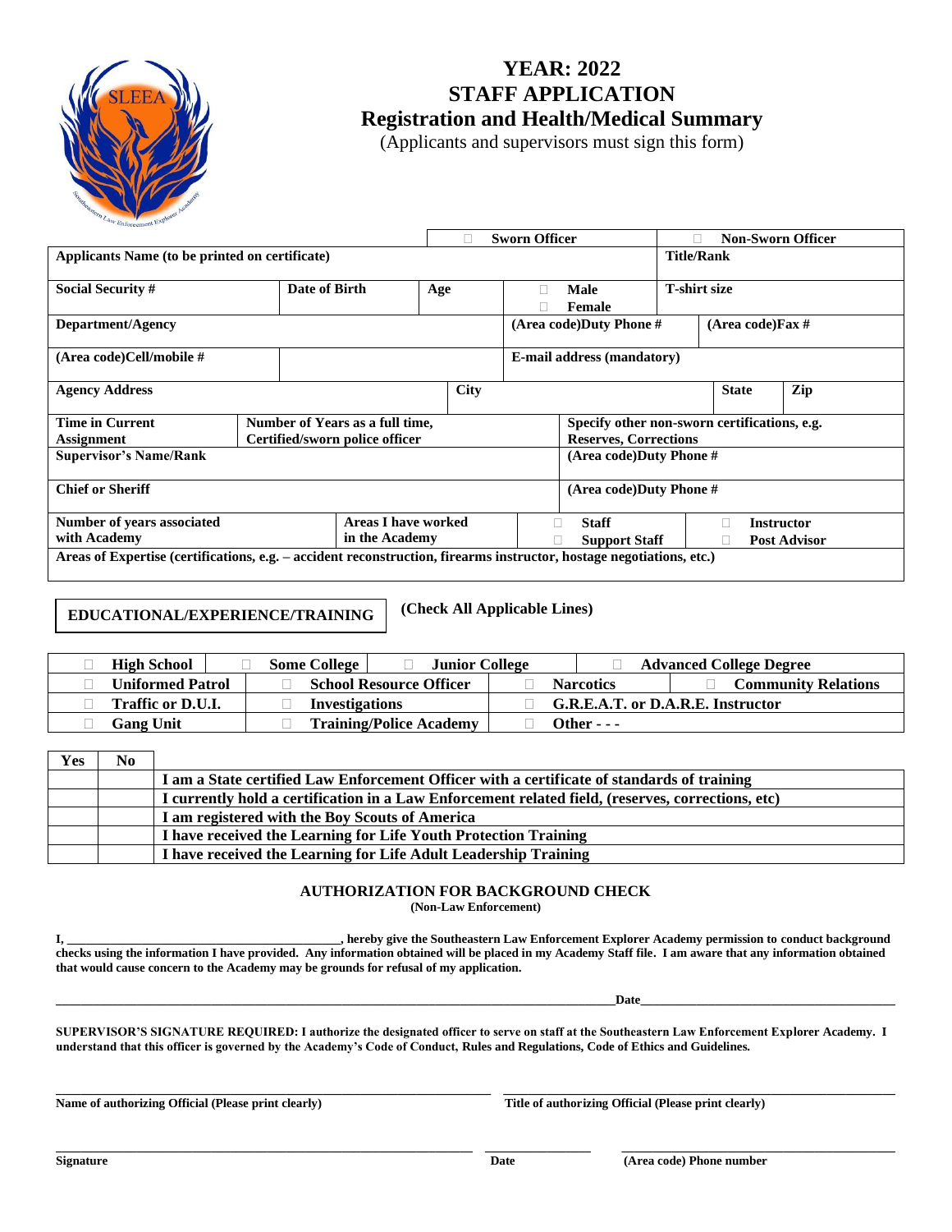# YEAR: 2022
# STAFF APPLICATION
## Registration and Health/Medical Summary

(Applicants and supervisors must sign this form)

| | | | | |
|---|---|---|---|---|
| | | ☐ **Sworn Officer** | | ☐ **Non-Sworn Officer** |
| **Applicants Name (to be printed on certificate)** | | | | **Title/Rank** |
| **Social Security #** | **Date of Birth** | **Age** | ☐ **Male** ☐ **Female** | **T-shirt size** |
| **Department/Agency** | | | **(Area code)Duty Phone #** | **(Area code)Fax #** |
| **(Area code)Cell/mobile #** | | | **E-mail address (mandatory)** | |
| **Agency Address** | | **City** | **State** | **Zip** |
| **Time in Current Assignment** | **Number of Years as a full time, Certified/sworn police officer** | | **Specify other non-sworn certifications, e.g. Reserves, Corrections** | |
| **Supervisor's Name/Rank** | | | **(Area code)Duty Phone #** | |
| **Chief or Sheriff** | | | **(Area code)Duty Phone #** | |
| **Number of years associated with Academy** | **Areas I have worked in the Academy** | ☐ **Staff** ☐ **Support Staff** | ☐ **Instructor** ☐ **Post Advisor** | |
| **Areas of Expertise (certifications, e.g. – accident reconstruction, firearms instructor, hostage negotiations, etc.)** | | | | |

**EDUCATIONAL/EXPERIENCE/TRAINING** **(Check All Applicable Lines)**

| | | | |
|---|---|---|---|
| ☐ **High School** | ☐ **Some College** | ☐ **Junior College** | ☐ **Advanced College Degree** |
| ☐ **Uniformed Patrol** | ☐ **School Resource Officer** | ☐ **Narcotics** | ☐ **Community Relations** |
| ☐ **Traffic or D.U.I.** | ☐ **Investigations** | ☐ **G.R.E.A.T. or D.A.R.E. Instructor** | |
| ☐ **Gang Unit** | ☐ **Training/Police Academy** | ☐ **Other - - -** | |

| Yes | No | |
|---|---|---|
| | | **I am a State certified Law Enforcement Officer with a certificate of standards of training** |
| | | **I currently hold a certification in a Law Enforcement related field, (reserves, corrections, etc)** |
| | | **I am registered with the Boy Scouts of America** |
| | | **I have received the Learning for Life Youth Protection Training** |
| | | **I have received the Learning for Life Adult Leadership Training** |

### AUTHORIZATION FOR BACKGROUND CHECK
**(Non-Law Enforcement)**

**I, ________________________________________, hereby give the Southeastern Law Enforcement Explorer Academy permission to conduct background checks using the information I have provided. Any information obtained will be placed in my Academy Staff file. I am aware that any information obtained that would cause concern to the Academy may be grounds for refusal of my application.**

**____________________________________________________________________________________Date________________________________________**

**SUPERVISOR'S SIGNATURE REQUIRED: I authorize the designated officer to serve on staff at the Southeastern Law Enforcement Explorer Academy. I understand that this officer is governed by the Academy's Code of Conduct, Rules and Regulations, Code of Ethics and Guidelines.**

**Name of authorizing Official (Please print clearly)** **Title of authorizing Official (Please print clearly)**

**Signature** **Date** **(Area code) Phone number**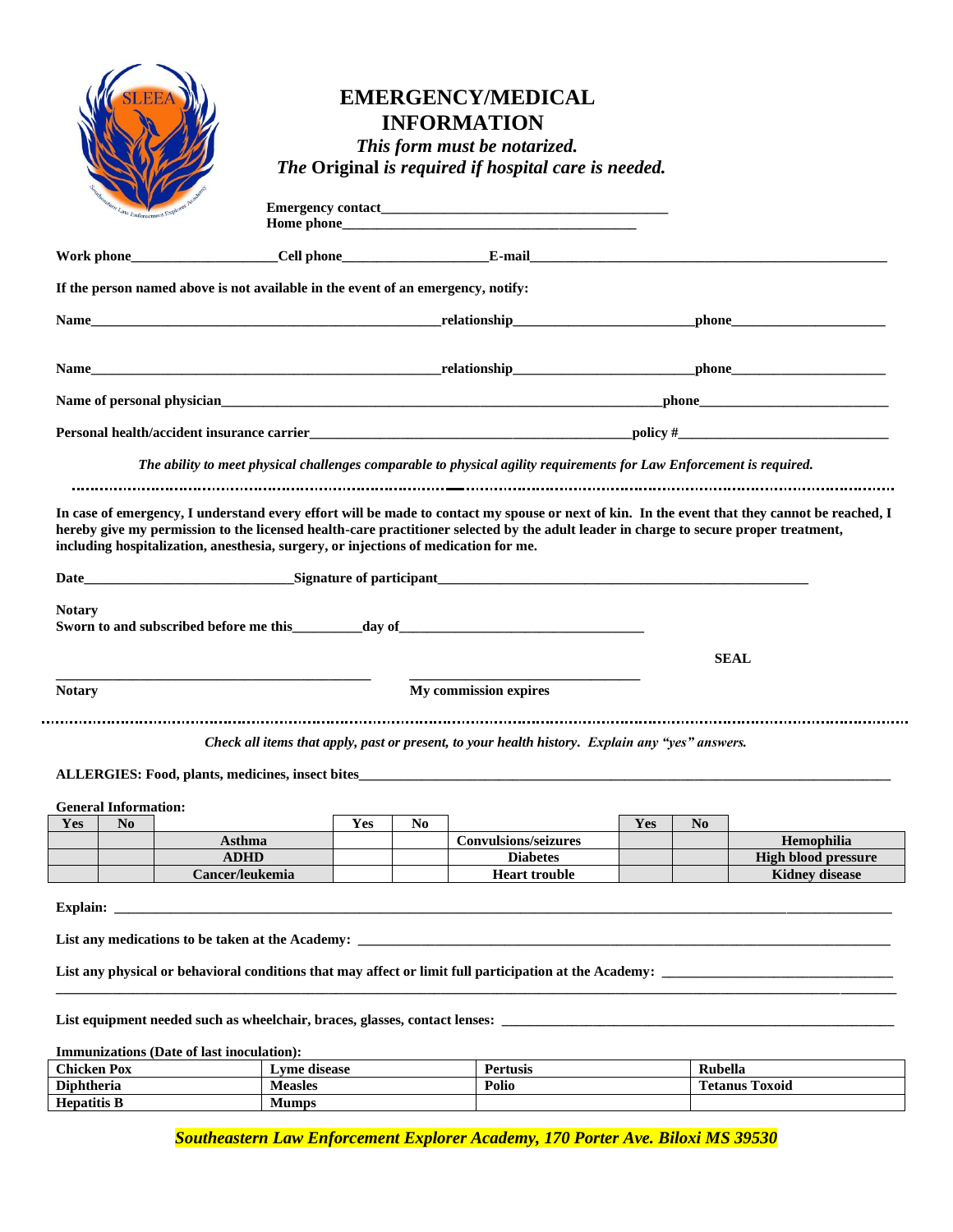# EMERGENCY/MEDICAL INFORMATION

*This form must be notarized.*

*The* **Original** *is required if hospital care is needed.*

**Emergency contact**\_\_\_\_\_\_\_\_\_\_\_\_\_\_\_\_\_\_\_\_\_\_\_\_\_\_\_\_\_\_\_\_\_\_\_\_\_\_\_\_
**Home phone**\_\_\_\_\_\_\_\_\_\_\_\_\_\_\_\_\_\_\_\_\_\_\_\_\_\_\_\_\_\_\_\_\_\_\_\_\_\_\_\_

**Work phone**\_\_\_\_\_\_\_\_\_\_\_\_\_\_\_\_\_\_\_\_**Cell phone**\_\_\_\_\_\_\_\_\_\_\_\_\_\_\_\_\_\_\_\_**E-mail**\_\_\_\_\_\_\_\_\_\_\_\_\_\_\_\_\_\_\_\_\_\_\_\_\_\_\_\_\_\_\_\_\_\_\_\_\_\_\_\_\_\_\_\_\_\_\_\_\_\_

**If the person named above is not available in the event of an emergency, notify:**

**Name**\_\_\_\_\_\_\_\_\_\_\_\_\_\_\_\_\_\_\_\_\_\_\_\_\_\_\_\_\_\_\_\_\_\_\_\_\_\_\_\_\_\_\_\_\_\_\_\_\_\_**relationship**\_\_\_\_\_\_\_\_\_\_\_\_\_\_\_\_\_\_\_\_\_\_\_\_\_\_**phone**\_\_\_\_\_\_\_\_\_\_\_\_\_\_\_\_\_\_\_\_\_\_

**Name**\_\_\_\_\_\_\_\_\_\_\_\_\_\_\_\_\_\_\_\_\_\_\_\_\_\_\_\_\_\_\_\_\_\_\_\_\_\_\_\_\_\_\_\_\_\_\_\_\_\_**relationship**\_\_\_\_\_\_\_\_\_\_\_\_\_\_\_\_\_\_\_\_\_\_\_\_\_\_**phone**\_\_\_\_\_\_\_\_\_\_\_\_\_\_\_\_\_\_\_\_\_\_

**Name of personal physician**\_\_\_\_\_\_\_\_\_\_\_\_\_\_\_\_\_\_\_\_\_\_\_\_\_\_\_\_\_\_\_\_\_\_\_\_\_\_\_\_\_\_\_\_\_\_\_\_\_\_\_\_\_\_\_\_\_\_\_\_\_\_**phone**\_\_\_\_\_\_\_\_\_\_\_\_\_\_\_\_\_\_\_\_\_\_\_\_\_\_

**Personal health/accident insurance carrier**\_\_\_\_\_\_\_\_\_\_\_\_\_\_\_\_\_\_\_\_\_\_\_\_\_\_\_\_\_\_\_\_\_\_\_\_\_\_\_\_\_\_\_\_\_\_**policy #**\_\_\_\_\_\_\_\_\_\_\_\_\_\_\_\_\_\_\_\_\_\_\_\_\_\_\_\_\_\_

***The ability to meet physical challenges comparable to physical agility requirements for Law Enforcement is required.***

**In case of emergency, I understand every effort will be made to contact my spouse or next of kin. In the event that they cannot be reached, I hereby give my permission to the licensed health-care practitioner selected by the adult leader in charge to secure proper treatment, including hospitalization, anesthesia, surgery, or injections of medication for me.**

**Date**\_\_\_\_\_\_\_\_\_\_\_\_\_\_\_\_\_\_\_\_\_\_\_\_\_\_\_\_\_\_**Signature of participant**\_\_\_\_\_\_\_\_\_\_\_\_\_\_\_\_\_\_\_\_\_\_\_\_\_\_\_\_\_\_\_\_\_\_\_\_\_\_\_\_\_\_\_\_\_\_\_\_\_\_\_\_\_\_

**Notary**
**Sworn to and subscribed before me this**\_\_\_\_\_\_\_\_\_\_**day of**\_\_\_\_\_\_\_\_\_\_\_\_\_\_\_\_\_\_\_\_\_\_\_\_\_\_\_\_\_\_\_\_\_\_\_

**SEAL**

\_\_\_\_\_\_\_\_\_\_\_\_\_\_\_\_\_\_\_\_\_\_\_\_\_\_\_\_\_\_\_\_\_\_\_\_\_\_\_\_\_\_\_\_\_\_ \_\_\_\_\_\_\_\_\_\_\_\_\_\_\_\_\_\_\_\_\_\_\_\_\_\_\_\_\_\_\_\_\_\_
**Notary** **My commission expires**

***Check all items that apply, past or present, to your health history. Explain any "yes" answers.***

**ALLERGIES: Food, plants, medicines, insect bites**\_\_\_\_\_\_\_\_\_\_\_\_\_\_\_\_\_\_\_\_\_\_\_\_\_\_\_\_\_\_\_\_\_\_\_\_\_\_\_\_\_\_\_\_\_\_\_\_\_\_\_\_\_\_\_\_\_\_\_\_\_\_\_\_\_\_\_\_\_\_\_\_\_\_\_\_\_\_

**General Information:**

| Yes | No | | Yes | No | | Yes | No | |
|---|---|---|---|---|---|---|---|---|
| | | Asthma | | | Convulsions/seizures | | | Hemophilia |
| | | ADHD | | | Diabetes | | | High blood pressure |
| | | Cancer/leukemia | | | Heart trouble | | | Kidney disease |

**Explain:** \_\_\_\_\_\_\_\_\_\_\_\_\_\_\_\_\_\_\_\_\_\_\_\_\_\_\_\_\_\_\_\_\_\_\_\_\_\_\_\_\_\_\_\_\_\_\_\_\_\_\_\_\_\_\_\_\_\_\_\_\_\_\_\_\_\_\_\_\_\_\_\_\_\_\_\_\_\_\_\_\_\_\_\_\_\_\_\_\_\_\_\_\_\_\_\_\_\_\_\_\_\_

**List any medications to be taken at the Academy:** \_\_\_\_\_\_\_\_\_\_\_\_\_\_\_\_\_\_\_\_\_\_\_\_\_\_\_\_\_\_\_\_\_\_\_\_\_\_\_\_\_\_\_\_\_\_\_\_\_\_\_\_\_\_\_\_\_\_\_\_\_\_\_\_\_\_\_\_\_\_\_\_\_\_\_\_\_\_

**List any physical or behavioral conditions that may affect or limit full participation at the Academy:** \_\_\_\_\_\_\_\_\_\_\_\_\_\_\_\_\_\_\_\_\_\_\_\_\_\_\_\_\_\_\_\_
\_\_\_\_\_\_\_\_\_\_\_\_\_\_\_\_\_\_\_\_\_\_\_\_\_\_\_\_\_\_\_\_\_\_\_\_\_\_\_\_\_\_\_\_\_\_\_\_\_\_\_\_\_\_\_\_\_\_\_\_\_\_\_\_\_\_\_\_\_\_\_\_\_\_\_\_\_\_\_\_\_\_\_\_\_\_\_\_\_\_\_\_\_\_\_\_\_\_\_\_\_\_\_\_\_\_\_\_\_\_\_\_\_\_\_\_\_\_\_\_\_\_\_\_\_\_\_\_\_\_\_\_\_\_\_\_\_

**List equipment needed such as wheelchair, braces, glasses, contact lenses:** \_\_\_\_\_\_\_\_\_\_\_\_\_\_\_\_\_\_\_\_\_\_\_\_\_\_\_\_\_\_\_\_\_\_\_\_\_\_\_\_\_\_\_\_\_\_\_\_\_\_\_\_\_\_\_\_\_\_

**Immunizations (Date of last inoculation):**

| | | | |
|---|---|---|---|
| Chicken Pox | Lyme disease | Pertusis | Rubella |
| Diphtheria | Measles | Polio | Tetanus Toxoid |
| Hepatitis B | Mumps | | |

***Southeastern Law Enforcement Explorer Academy, 170 Porter Ave. Biloxi MS 39530***